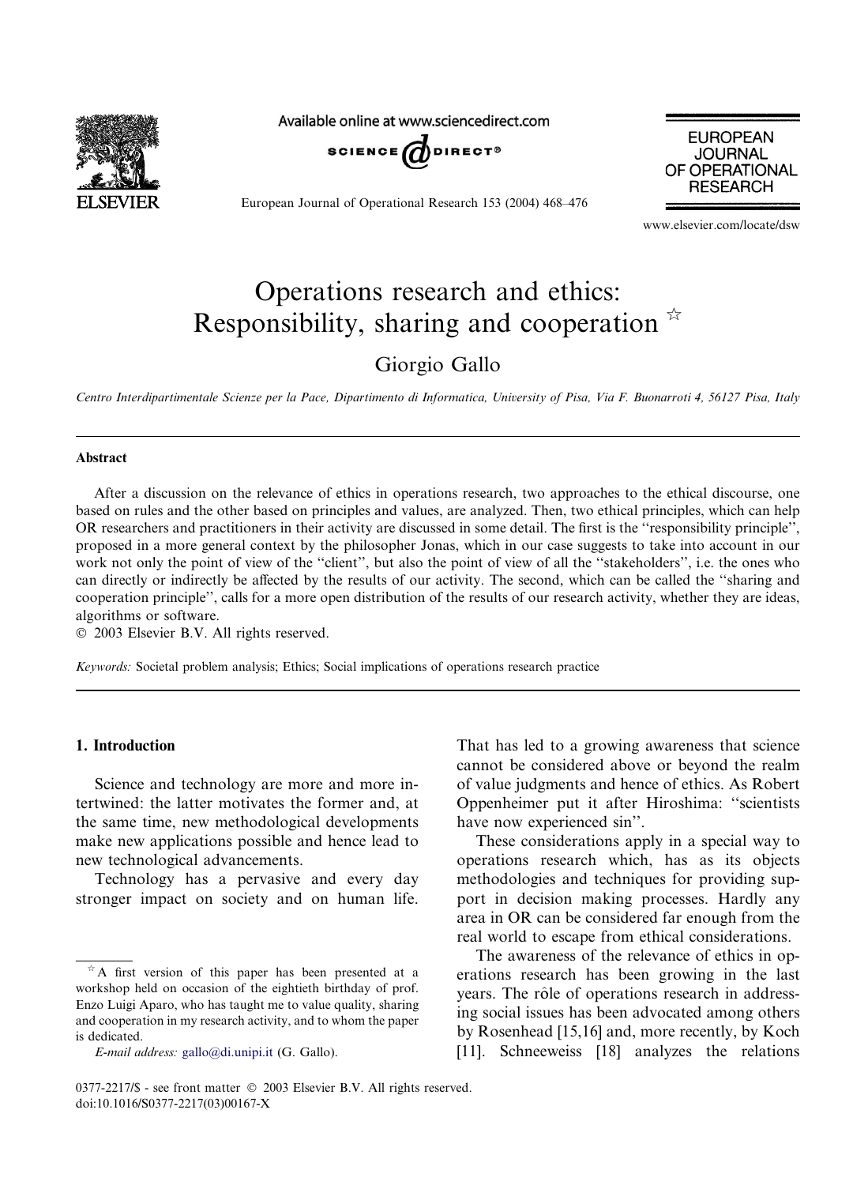# Operations research and ethics: Responsibility, sharing and cooperation ☆

Giorgio Gallo

*Centro Interdipartimentale Scienze per la Pace, Dipartimento di Informatica, University of Pisa, Via F. Buonarroti 4, 56127 Pisa, Italy*

## Abstract

After a discussion on the relevance of ethics in operations research, two approaches to the ethical discourse, one based on rules and the other based on principles and values, are analyzed. Then, two ethical principles, which can help OR researchers and practitioners in their activity are discussed in some detail. The first is the "responsibility principle", proposed in a more general context by the philosopher Jonas, which in our case suggests to take into account in our work not only the point of view of the "client", but also the point of view of all the "stakeholders", i.e. the ones who can directly or indirectly be affected by the results of our activity. The second, which can be called the "sharing and cooperation principle", calls for a more open distribution of the results of our research activity, whether they are ideas, algorithms or software.

© 2003 Elsevier B.V. All rights reserved.

*Keywords:* Societal problem analysis; Ethics; Social implications of operations research practice

## 1. Introduction

Science and technology are more and more intertwined: the latter motivates the former and, at the same time, new methodological developments make new applications possible and hence lead to new technological advancements.

Technology has a pervasive and every day stronger impact on society and on human life. That has led to a growing awareness that science cannot be considered above or beyond the realm of value judgments and hence of ethics. As Robert Oppenheimer put it after Hiroshima: "scientists have now experienced sin".

These considerations apply in a special way to operations research which, has as its objects methodologies and techniques for providing support in decision making processes. Hardly any area in OR can be considered far enough from the real world to escape from ethical considerations.

The awareness of the relevance of ethics in operations research has been growing in the last years. The rôle of operations research in addressing social issues has been advocated among others by Rosenhead [15,16] and, more recently, by Koch [11]. Schneeweiss [18] analyzes the relations

☆ A first version of this paper has been presented at a workshop held on occasion of the eightieth birthday of prof. Enzo Luigi Aparo, who has taught me to value quality, sharing and cooperation in my research activity, and to whom the paper is dedicated.

*E-mail address:* gallo@di.unipi.it (G. Gallo).

0377-2217/$ - see front matter © 2003 Elsevier B.V. All rights reserved.
doi:10.1016/S0377-2217(03)00167-X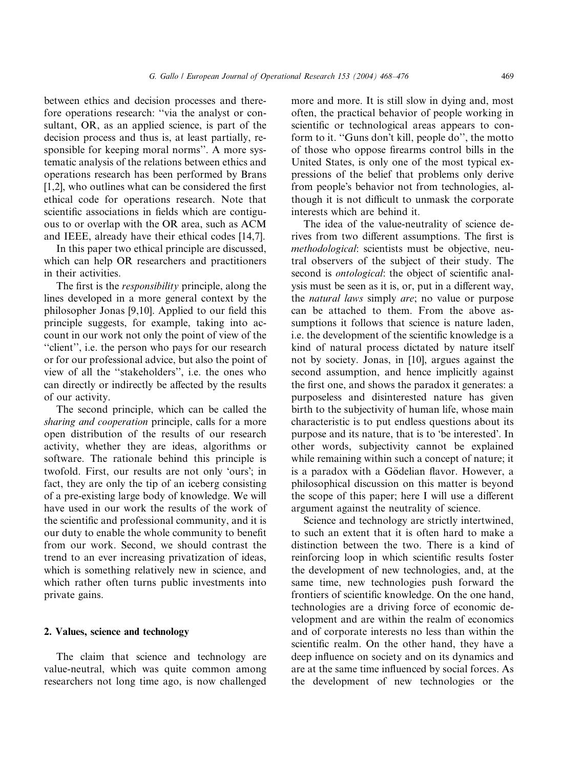between ethics and decision processes and therefore operations research: "via the analyst or consultant, OR, as an applied science, is part of the decision process and thus is, at least partially, responsible for keeping moral norms". A more systematic analysis of the relations between ethics and operations research has been performed by Brans [1,2], who outlines what can be considered the first ethical code for operations research. Note that scientific associations in fields which are contiguous to or overlap with the OR area, such as ACM and IEEE, already have their ethical codes [14,7].

In this paper two ethical principle are discussed, which can help OR researchers and practitioners in their activities.

The first is the *responsibility* principle, along the lines developed in a more general context by the philosopher Jonas [9,10]. Applied to our field this principle suggests, for example, taking into account in our work not only the point of view of the "client", i.e. the person who pays for our research or for our professional advice, but also the point of view of all the "stakeholders", i.e. the ones who can directly or indirectly be affected by the results of our activity.

The second principle, which can be called the *sharing and cooperation* principle, calls for a more open distribution of the results of our research activity, whether they are ideas, algorithms or software. The rationale behind this principle is twofold. First, our results are not only 'ours'; in fact, they are only the tip of an iceberg consisting of a pre-existing large body of knowledge. We will have used in our work the results of the work of the scientific and professional community, and it is our duty to enable the whole community to benefit from our work. Second, we should contrast the trend to an ever increasing privatization of ideas, which is something relatively new in science, and which rather often turns public investments into private gains.

## 2. Values, science and technology

The claim that science and technology are value-neutral, which was quite common among researchers not long time ago, is now challenged more and more. It is still slow in dying and, most often, the practical behavior of people working in scientific or technological areas appears to conform to it. "Guns don't kill, people do", the motto of those who oppose firearms control bills in the United States, is only one of the most typical expressions of the belief that problems only derive from people's behavior not from technologies, although it is not difficult to unmask the corporate interests which are behind it.

The idea of the value-neutrality of science derives from two different assumptions. The first is *methodological*: scientists must be objective, neutral observers of the subject of their study. The second is *ontological*: the object of scientific analysis must be seen as it is, or, put in a different way, the *natural laws* simply *are*; no value or purpose can be attached to them. From the above assumptions it follows that science is nature laden, i.e. the development of the scientific knowledge is a kind of natural process dictated by nature itself not by society. Jonas, in [10], argues against the second assumption, and hence implicitly against the first one, and shows the paradox it generates: a purposeless and disinterested nature has given birth to the subjectivity of human life, whose main characteristic is to put endless questions about its purpose and its nature, that is to 'be interested'. In other words, subjectivity cannot be explained while remaining within such a concept of nature; it is a paradox with a Gödelian flavor. However, a philosophical discussion on this matter is beyond the scope of this paper; here I will use a different argument against the neutrality of science.

Science and technology are strictly intertwined, to such an extent that it is often hard to make a distinction between the two. There is a kind of reinforcing loop in which scientific results foster the development of new technologies, and, at the same time, new technologies push forward the frontiers of scientific knowledge. On the one hand, technologies are a driving force of economic development and are within the realm of economics and of corporate interests no less than within the scientific realm. On the other hand, they have a deep influence on society and on its dynamics and are at the same time influenced by social forces. As the development of new technologies or the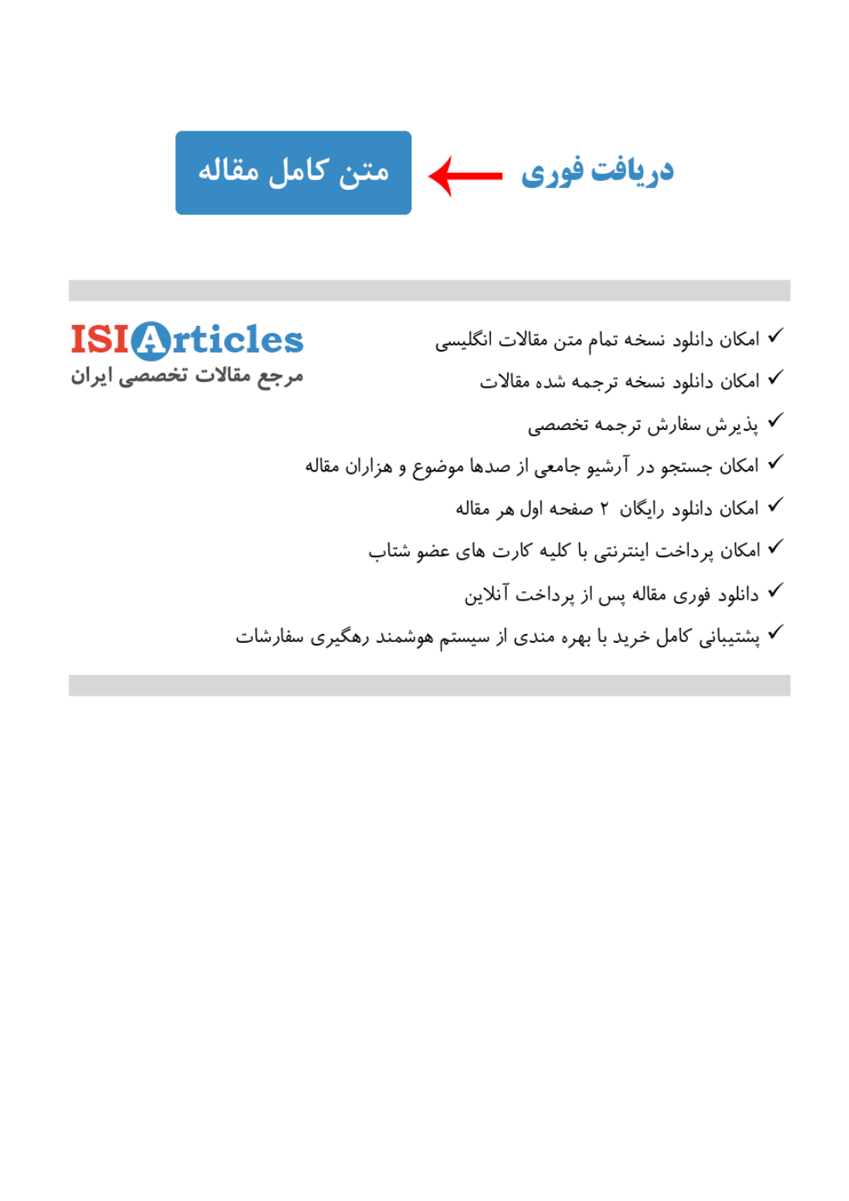دریافت فوری ← **متن کامل مقاله**

**ISIArticles**
مرجع مقالات تخصصی ایران

- ✓ امکان دانلود نسخه تمام متن مقالات انگلیسی
- ✓ امکان دانلود نسخه ترجمه شده مقالات
- ✓ پذیرش سفارش ترجمه تخصصی
- ✓ امکان جستجو در آرشیو جامعی از صدها موضوع و هزاران مقاله
- ✓ امکان دانلود رایگان ۲ صفحه اول هر مقاله
- ✓ امکان پرداخت اینترنتی با کلیه کارت های عضو شتاب
- ✓ دانلود فوری مقاله پس از پرداخت آنلاین
- ✓ پشتیبانی کامل خرید با بهره مندی از سیستم هوشمند رهگیری سفارشات